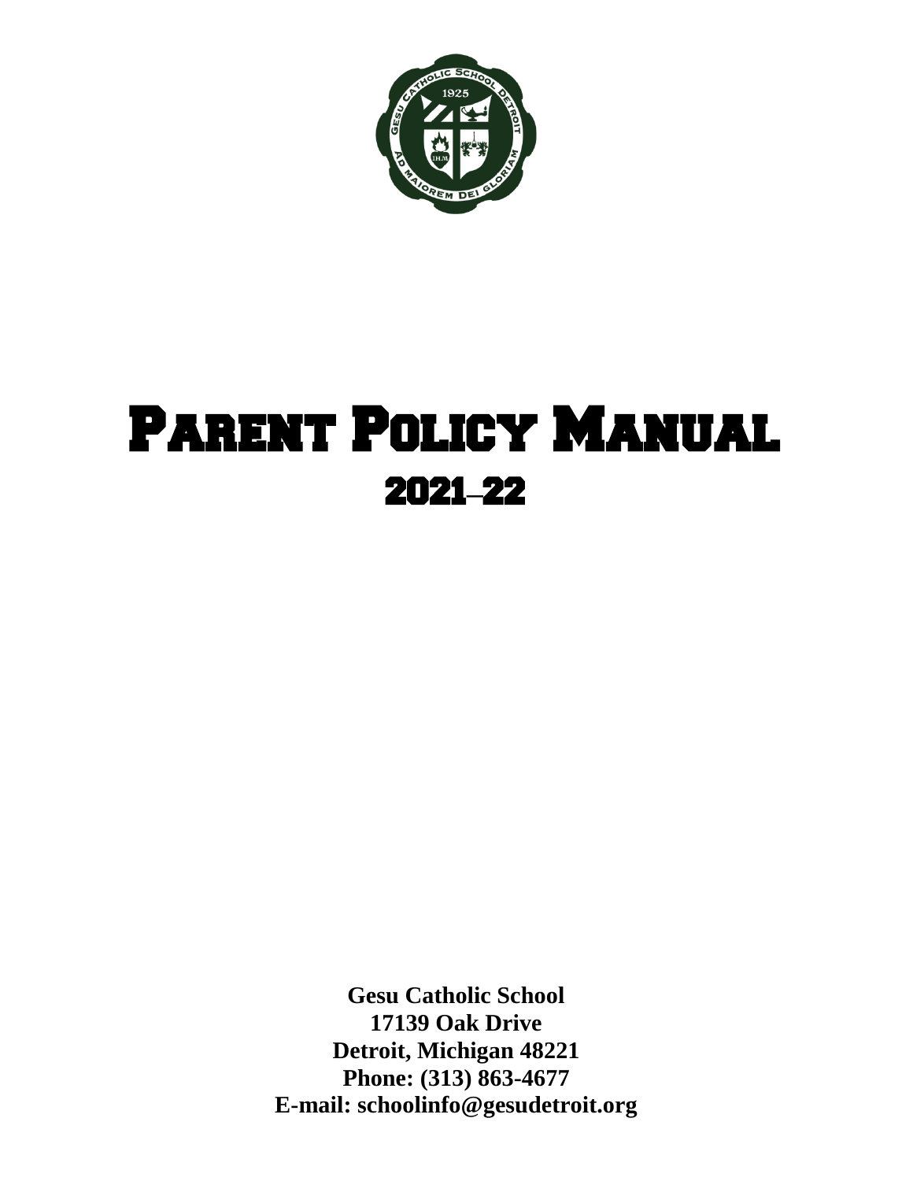# Parent Policy Manual

## 2021–22

**Gesu Catholic School**
**17139 Oak Drive**
**Detroit, Michigan 48221**
**Phone: (313) 863-4677**
**E-mail: schoolinfo@gesudetroit.org**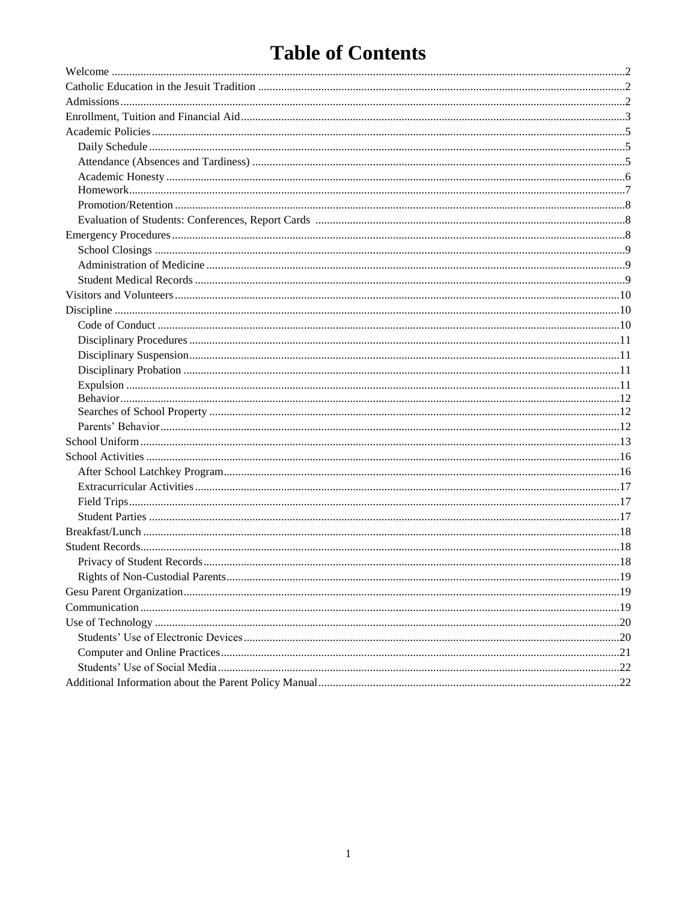# Table of Contents

- Welcome ....................................................................2
- Catholic Education in the Jesuit Tradition ....................................................................2
- Admissions ....................................................................2
- Enrollment, Tuition and Financial Aid ....................................................................3
- Academic Policies ....................................................................5
  - Daily Schedule ....................................................................5
  - Attendance (Absences and Tardiness) ....................................................................5
  - Academic Honesty ....................................................................6
  - Homework ....................................................................7
  - Promotion/Retention ....................................................................8
  - Evaluation of Students: Conferences, Report Cards ....................................................................8
- Emergency Procedures ....................................................................8
  - School Closings ....................................................................9
  - Administration of Medicine ....................................................................9
  - Student Medical Records ....................................................................9
- Visitors and Volunteers ....................................................................10
- Discipline ....................................................................10
  - Code of Conduct ....................................................................10
  - Disciplinary Procedures ....................................................................11
  - Disciplinary Suspension ....................................................................11
  - Disciplinary Probation ....................................................................11
  - Expulsion ....................................................................11
  - Behavior ....................................................................12
  - Searches of School Property ....................................................................12
  - Parents' Behavior ....................................................................12
- School Uniform ....................................................................13
- School Activities ....................................................................16
  - After School Latchkey Program ....................................................................16
  - Extracurricular Activities ....................................................................17
  - Field Trips ....................................................................17
  - Student Parties ....................................................................17
- Breakfast/Lunch ....................................................................18
- Student Records ....................................................................18
  - Privacy of Student Records ....................................................................18
  - Rights of Non-Custodial Parents ....................................................................19
- Gesu Parent Organization ....................................................................19
- Communication ....................................................................19
- Use of Technology ....................................................................20
  - Students' Use of Electronic Devices ....................................................................20
  - Computer and Online Practices ....................................................................21
  - Students' Use of Social Media ....................................................................22
- Additional Information about the Parent Policy Manual ....................................................................22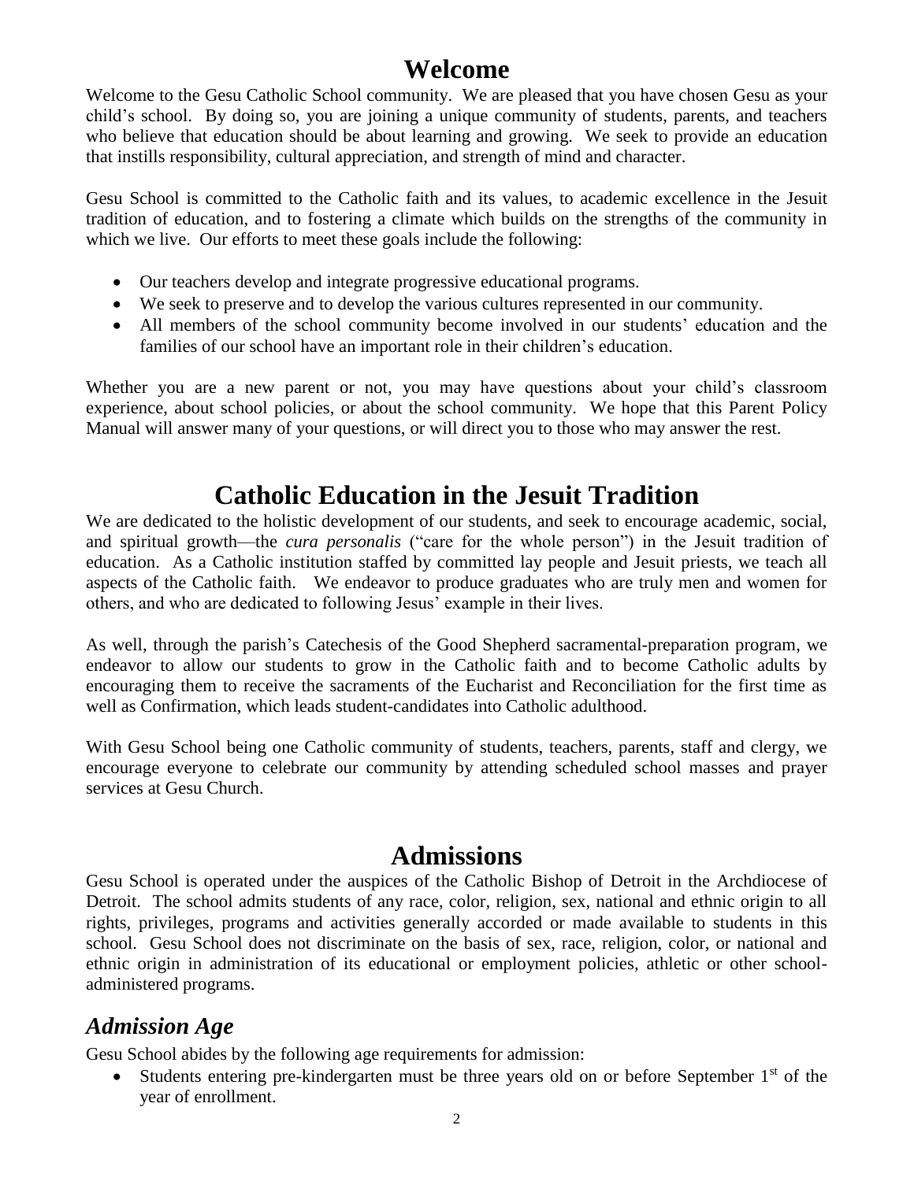# Welcome

Welcome to the Gesu Catholic School community. We are pleased that you have chosen Gesu as your child's school. By doing so, you are joining a unique community of students, parents, and teachers who believe that education should be about learning and growing. We seek to provide an education that instills responsibility, cultural appreciation, and strength of mind and character.

Gesu School is committed to the Catholic faith and its values, to academic excellence in the Jesuit tradition of education, and to fostering a climate which builds on the strengths of the community in which we live. Our efforts to meet these goals include the following:

- Our teachers develop and integrate progressive educational programs.
- We seek to preserve and to develop the various cultures represented in our community.
- All members of the school community become involved in our students' education and the families of our school have an important role in their children's education.

Whether you are a new parent or not, you may have questions about your child's classroom experience, about school policies, or about the school community. We hope that this Parent Policy Manual will answer many of your questions, or will direct you to those who may answer the rest.

# Catholic Education in the Jesuit Tradition

We are dedicated to the holistic development of our students, and seek to encourage academic, social, and spiritual growth—the *cura personalis* ("care for the whole person") in the Jesuit tradition of education. As a Catholic institution staffed by committed lay people and Jesuit priests, we teach all aspects of the Catholic faith. We endeavor to produce graduates who are truly men and women for others, and who are dedicated to following Jesus' example in their lives.

As well, through the parish's Catechesis of the Good Shepherd sacramental-preparation program, we endeavor to allow our students to grow in the Catholic faith and to become Catholic adults by encouraging them to receive the sacraments of the Eucharist and Reconciliation for the first time as well as Confirmation, which leads student-candidates into Catholic adulthood.

With Gesu School being one Catholic community of students, teachers, parents, staff and clergy, we encourage everyone to celebrate our community by attending scheduled school masses and prayer services at Gesu Church.

# Admissions

Gesu School is operated under the auspices of the Catholic Bishop of Detroit in the Archdiocese of Detroit. The school admits students of any race, color, religion, sex, national and ethnic origin to all rights, privileges, programs and activities generally accorded or made available to students in this school. Gesu School does not discriminate on the basis of sex, race, religion, color, or national and ethnic origin in administration of its educational or employment policies, athletic or other school-administered programs.

## *Admission Age*

Gesu School abides by the following age requirements for admission:

- Students entering pre-kindergarten must be three years old on or before September 1st of the year of enrollment.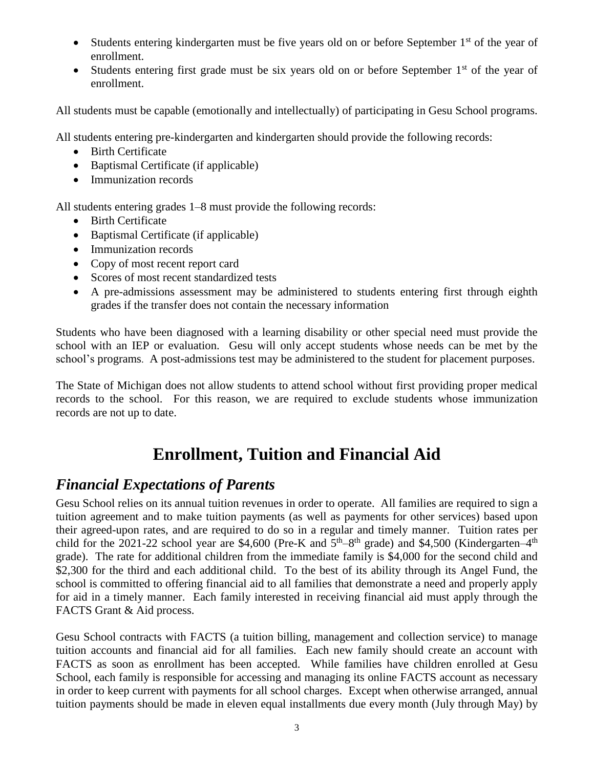- Students entering kindergarten must be five years old on or before September 1st of the year of enrollment.
- Students entering first grade must be six years old on or before September 1st of the year of enrollment.

All students must be capable (emotionally and intellectually) of participating in Gesu School programs.

All students entering pre-kindergarten and kindergarten should provide the following records:

- Birth Certificate
- Baptismal Certificate (if applicable)
- Immunization records

All students entering grades 1–8 must provide the following records:

- Birth Certificate
- Baptismal Certificate (if applicable)
- Immunization records
- Copy of most recent report card
- Scores of most recent standardized tests
- A pre-admissions assessment may be administered to students entering first through eighth grades if the transfer does not contain the necessary information

Students who have been diagnosed with a learning disability or other special need must provide the school with an IEP or evaluation. Gesu will only accept students whose needs can be met by the school's programs. A post-admissions test may be administered to the student for placement purposes.

The State of Michigan does not allow students to attend school without first providing proper medical records to the school. For this reason, we are required to exclude students whose immunization records are not up to date.

# Enrollment, Tuition and Financial Aid

## *Financial Expectations of Parents*

Gesu School relies on its annual tuition revenues in order to operate. All families are required to sign a tuition agreement and to make tuition payments (as well as payments for other services) based upon their agreed-upon rates, and are required to do so in a regular and timely manner. Tuition rates per child for the 2021-22 school year are $4,600 (Pre-K and 5th–8th grade) and $4,500 (Kindergarten–4th grade). The rate for additional children from the immediate family is $4,000 for the second child and $2,300 for the third and each additional child. To the best of its ability through its Angel Fund, the school is committed to offering financial aid to all families that demonstrate a need and properly apply for aid in a timely manner. Each family interested in receiving financial aid must apply through the FACTS Grant & Aid process.

Gesu School contracts with FACTS (a tuition billing, management and collection service) to manage tuition accounts and financial aid for all families. Each new family should create an account with FACTS as soon as enrollment has been accepted. While families have children enrolled at Gesu School, each family is responsible for accessing and managing its online FACTS account as necessary in order to keep current with payments for all school charges. Except when otherwise arranged, annual tuition payments should be made in eleven equal installments due every month (July through May) by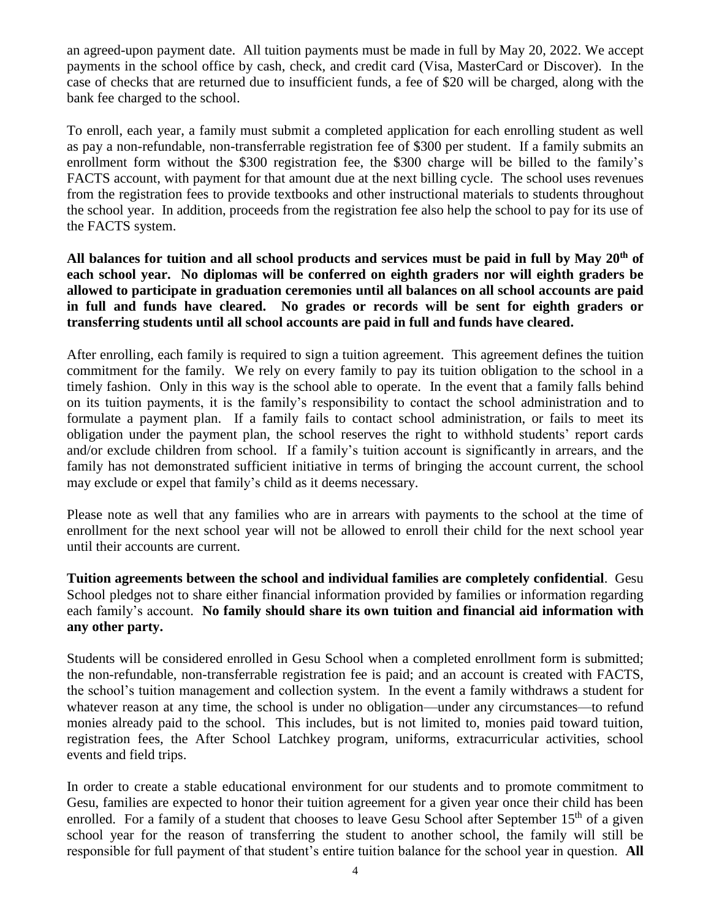an agreed-upon payment date. All tuition payments must be made in full by May 20, 2022. We accept payments in the school office by cash, check, and credit card (Visa, MasterCard or Discover). In the case of checks that are returned due to insufficient funds, a fee of $20 will be charged, along with the bank fee charged to the school.

To enroll, each year, a family must submit a completed application for each enrolling student as well as pay a non-refundable, non-transferrable registration fee of $300 per student. If a family submits an enrollment form without the $300 registration fee, the $300 charge will be billed to the family's FACTS account, with payment for that amount due at the next billing cycle. The school uses revenues from the registration fees to provide textbooks and other instructional materials to students throughout the school year. In addition, proceeds from the registration fee also help the school to pay for its use of the FACTS system.

**All balances for tuition and all school products and services must be paid in full by May 20th of each school year. No diplomas will be conferred on eighth graders nor will eighth graders be allowed to participate in graduation ceremonies until all balances on all school accounts are paid in full and funds have cleared. No grades or records will be sent for eighth graders or transferring students until all school accounts are paid in full and funds have cleared.**

After enrolling, each family is required to sign a tuition agreement. This agreement defines the tuition commitment for the family. We rely on every family to pay its tuition obligation to the school in a timely fashion. Only in this way is the school able to operate. In the event that a family falls behind on its tuition payments, it is the family's responsibility to contact the school administration and to formulate a payment plan. If a family fails to contact school administration, or fails to meet its obligation under the payment plan, the school reserves the right to withhold students' report cards and/or exclude children from school. If a family's tuition account is significantly in arrears, and the family has not demonstrated sufficient initiative in terms of bringing the account current, the school may exclude or expel that family's child as it deems necessary.

Please note as well that any families who are in arrears with payments to the school at the time of enrollment for the next school year will not be allowed to enroll their child for the next school year until their accounts are current.

**Tuition agreements between the school and individual families are completely confidential**. Gesu School pledges not to share either financial information provided by families or information regarding each family's account. **No family should share its own tuition and financial aid information with any other party.**

Students will be considered enrolled in Gesu School when a completed enrollment form is submitted; the non-refundable, non-transferrable registration fee is paid; and an account is created with FACTS, the school's tuition management and collection system. In the event a family withdraws a student for whatever reason at any time, the school is under no obligation—under any circumstances—to refund monies already paid to the school. This includes, but is not limited to, monies paid toward tuition, registration fees, the After School Latchkey program, uniforms, extracurricular activities, school events and field trips.

In order to create a stable educational environment for our students and to promote commitment to Gesu, families are expected to honor their tuition agreement for a given year once their child has been enrolled. For a family of a student that chooses to leave Gesu School after September 15th of a given school year for the reason of transferring the student to another school, the family will still be responsible for full payment of that student's entire tuition balance for the school year in question. **All**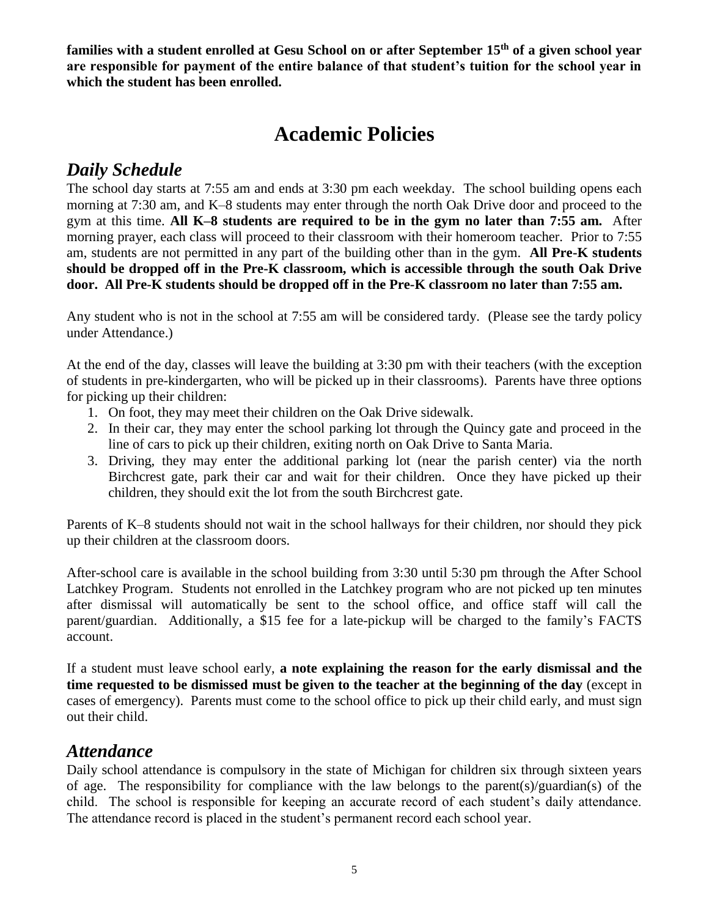**families with a student enrolled at Gesu School on or after September 15th of a given school year are responsible for payment of the entire balance of that student's tuition for the school year in which the student has been enrolled.**

# Academic Policies

## *Daily Schedule*

The school day starts at 7:55 am and ends at 3:30 pm each weekday. The school building opens each morning at 7:30 am, and K–8 students may enter through the north Oak Drive door and proceed to the gym at this time. **All K–8 students are required to be in the gym no later than 7:55 am.** After morning prayer, each class will proceed to their classroom with their homeroom teacher. Prior to 7:55 am, students are not permitted in any part of the building other than in the gym. **All Pre-K students should be dropped off in the Pre-K classroom, which is accessible through the south Oak Drive door. All Pre-K students should be dropped off in the Pre-K classroom no later than 7:55 am.**

Any student who is not in the school at 7:55 am will be considered tardy. (Please see the tardy policy under Attendance.)

At the end of the day, classes will leave the building at 3:30 pm with their teachers (with the exception of students in pre-kindergarten, who will be picked up in their classrooms). Parents have three options for picking up their children:

1. On foot, they may meet their children on the Oak Drive sidewalk.
2. In their car, they may enter the school parking lot through the Quincy gate and proceed in the line of cars to pick up their children, exiting north on Oak Drive to Santa Maria.
3. Driving, they may enter the additional parking lot (near the parish center) via the north Birchcrest gate, park their car and wait for their children. Once they have picked up their children, they should exit the lot from the south Birchcrest gate.

Parents of K–8 students should not wait in the school hallways for their children, nor should they pick up their children at the classroom doors.

After-school care is available in the school building from 3:30 until 5:30 pm through the After School Latchkey Program. Students not enrolled in the Latchkey program who are not picked up ten minutes after dismissal will automatically be sent to the school office, and office staff will call the parent/guardian. Additionally, a $15 fee for a late-pickup will be charged to the family's FACTS account.

If a student must leave school early, **a note explaining the reason for the early dismissal and the time requested to be dismissed must be given to the teacher at the beginning of the day** (except in cases of emergency). Parents must come to the school office to pick up their child early, and must sign out their child.

## *Attendance*

Daily school attendance is compulsory in the state of Michigan for children six through sixteen years of age. The responsibility for compliance with the law belongs to the parent(s)/guardian(s) of the child. The school is responsible for keeping an accurate record of each student's daily attendance. The attendance record is placed in the student's permanent record each school year.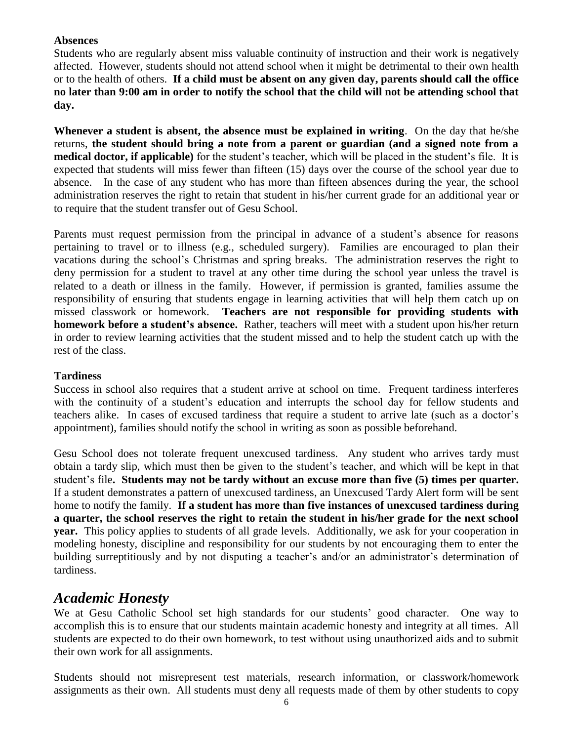### Absences

Students who are regularly absent miss valuable continuity of instruction and their work is negatively affected. However, students should not attend school when it might be detrimental to their own health or to the health of others. **If a child must be absent on any given day, parents should call the office no later than 9:00 am in order to notify the school that the child will not be attending school that day.**

**Whenever a student is absent, the absence must be explained in writing**. On the day that he/she returns, **the student should bring a note from a parent or guardian (and a signed note from a medical doctor, if applicable)** for the student's teacher, which will be placed in the student's file. It is expected that students will miss fewer than fifteen (15) days over the course of the school year due to absence. In the case of any student who has more than fifteen absences during the year, the school administration reserves the right to retain that student in his/her current grade for an additional year or to require that the student transfer out of Gesu School.

Parents must request permission from the principal in advance of a student's absence for reasons pertaining to travel or to illness (e.g., scheduled surgery). Families are encouraged to plan their vacations during the school's Christmas and spring breaks. The administration reserves the right to deny permission for a student to travel at any other time during the school year unless the travel is related to a death or illness in the family. However, if permission is granted, families assume the responsibility of ensuring that students engage in learning activities that will help them catch up on missed classwork or homework. **Teachers are not responsible for providing students with homework before a student's absence.** Rather, teachers will meet with a student upon his/her return in order to review learning activities that the student missed and to help the student catch up with the rest of the class.

### Tardiness

Success in school also requires that a student arrive at school on time. Frequent tardiness interferes with the continuity of a student's education and interrupts the school day for fellow students and teachers alike. In cases of excused tardiness that require a student to arrive late (such as a doctor's appointment), families should notify the school in writing as soon as possible beforehand.

Gesu School does not tolerate frequent unexcused tardiness. Any student who arrives tardy must obtain a tardy slip, which must then be given to the student's teacher, and which will be kept in that student's file**. Students may not be tardy without an excuse more than five (5) times per quarter.** If a student demonstrates a pattern of unexcused tardiness, an Unexcused Tardy Alert form will be sent home to notify the family. **If a student has more than five instances of unexcused tardiness during a quarter, the school reserves the right to retain the student in his/her grade for the next school year.** This policy applies to students of all grade levels. Additionally, we ask for your cooperation in modeling honesty, discipline and responsibility for our students by not encouraging them to enter the building surreptitiously and by not disputing a teacher's and/or an administrator's determination of tardiness.

## *Academic Honesty*

We at Gesu Catholic School set high standards for our students' good character. One way to accomplish this is to ensure that our students maintain academic honesty and integrity at all times. All students are expected to do their own homework, to test without using unauthorized aids and to submit their own work for all assignments.

Students should not misrepresent test materials, research information, or classwork/homework assignments as their own. All students must deny all requests made of them by other students to copy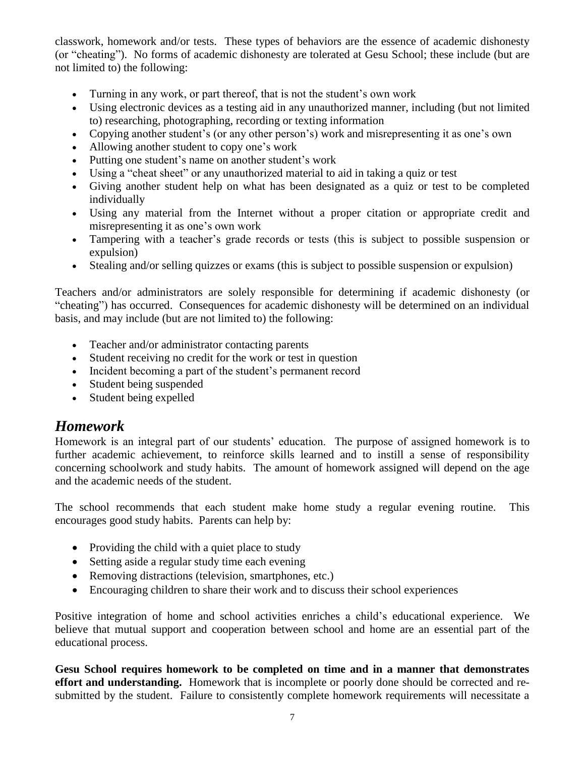classwork, homework and/or tests. These types of behaviors are the essence of academic dishonesty (or "cheating"). No forms of academic dishonesty are tolerated at Gesu School; these include (but are not limited to) the following:

- Turning in any work, or part thereof, that is not the student's own work
- Using electronic devices as a testing aid in any unauthorized manner, including (but not limited to) researching, photographing, recording or texting information
- Copying another student's (or any other person's) work and misrepresenting it as one's own
- Allowing another student to copy one's work
- Putting one student's name on another student's work
- Using a "cheat sheet" or any unauthorized material to aid in taking a quiz or test
- Giving another student help on what has been designated as a quiz or test to be completed individually
- Using any material from the Internet without a proper citation or appropriate credit and misrepresenting it as one's own work
- Tampering with a teacher's grade records or tests (this is subject to possible suspension or expulsion)
- Stealing and/or selling quizzes or exams (this is subject to possible suspension or expulsion)

Teachers and/or administrators are solely responsible for determining if academic dishonesty (or "cheating") has occurred. Consequences for academic dishonesty will be determined on an individual basis, and may include (but are not limited to) the following:

- Teacher and/or administrator contacting parents
- Student receiving no credit for the work or test in question
- Incident becoming a part of the student's permanent record
- Student being suspended
- Student being expelled

## *Homework*

Homework is an integral part of our students' education. The purpose of assigned homework is to further academic achievement, to reinforce skills learned and to instill a sense of responsibility concerning schoolwork and study habits. The amount of homework assigned will depend on the age and the academic needs of the student.

The school recommends that each student make home study a regular evening routine. This encourages good study habits. Parents can help by:

- Providing the child with a quiet place to study
- Setting aside a regular study time each evening
- Removing distractions (television, smartphones, etc.)
- Encouraging children to share their work and to discuss their school experiences

Positive integration of home and school activities enriches a child's educational experience. We believe that mutual support and cooperation between school and home are an essential part of the educational process.

**Gesu School requires homework to be completed on time and in a manner that demonstrates effort and understanding.** Homework that is incomplete or poorly done should be corrected and re-submitted by the student. Failure to consistently complete homework requirements will necessitate a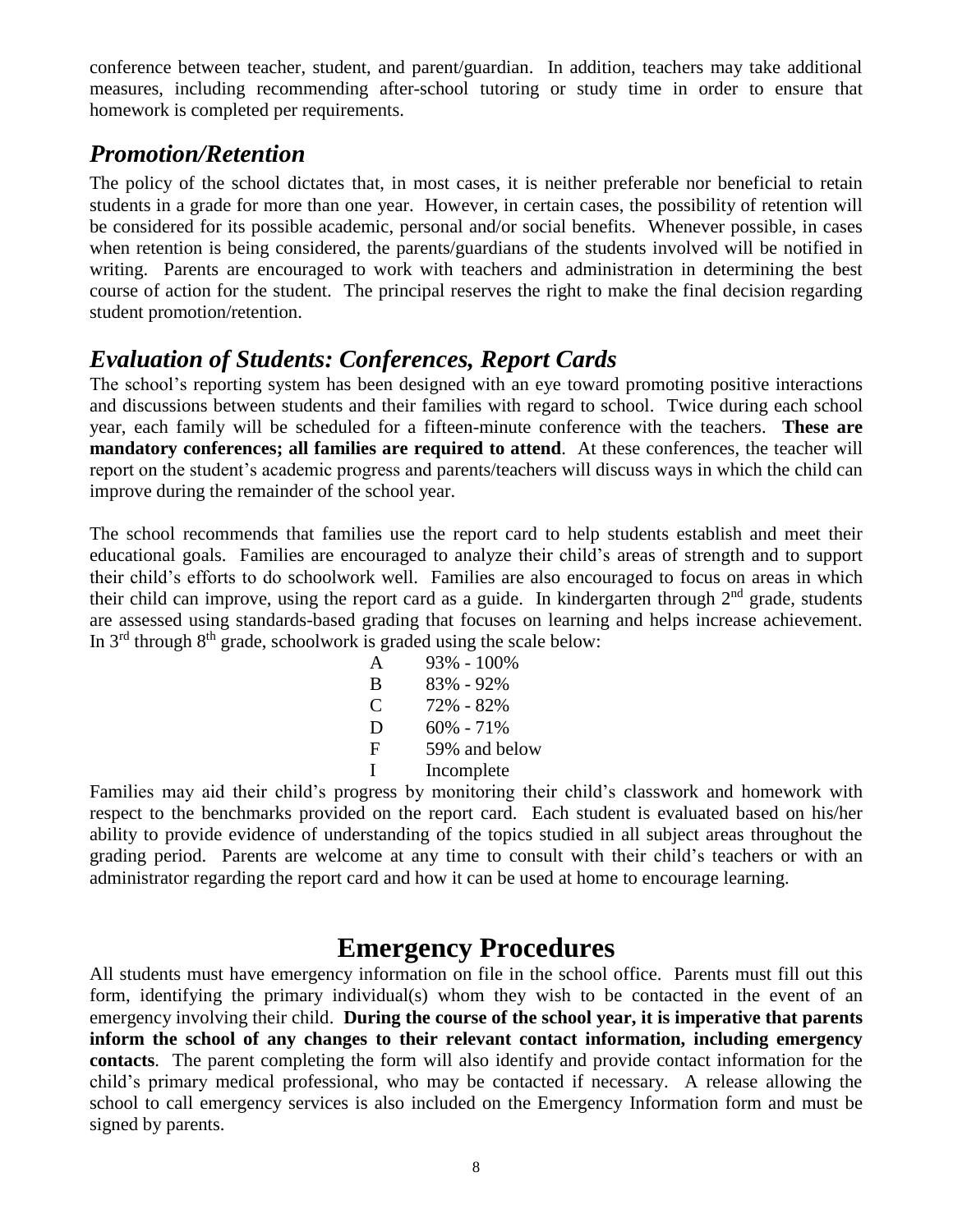conference between teacher, student, and parent/guardian. In addition, teachers may take additional measures, including recommending after-school tutoring or study time in order to ensure that homework is completed per requirements.

## *Promotion/Retention*

The policy of the school dictates that, in most cases, it is neither preferable nor beneficial to retain students in a grade for more than one year. However, in certain cases, the possibility of retention will be considered for its possible academic, personal and/or social benefits. Whenever possible, in cases when retention is being considered, the parents/guardians of the students involved will be notified in writing. Parents are encouraged to work with teachers and administration in determining the best course of action for the student. The principal reserves the right to make the final decision regarding student promotion/retention.

## *Evaluation of Students: Conferences, Report Cards*

The school's reporting system has been designed with an eye toward promoting positive interactions and discussions between students and their families with regard to school. Twice during each school year, each family will be scheduled for a fifteen-minute conference with the teachers. **These are mandatory conferences; all families are required to attend**. At these conferences, the teacher will report on the student's academic progress and parents/teachers will discuss ways in which the child can improve during the remainder of the school year.

The school recommends that families use the report card to help students establish and meet their educational goals. Families are encouraged to analyze their child's areas of strength and to support their child's efforts to do schoolwork well. Families are also encouraged to focus on areas in which their child can improve, using the report card as a guide. In kindergarten through 2nd grade, students are assessed using standards-based grading that focuses on learning and helps increase achievement. In 3rd through 8th grade, schoolwork is graded using the scale below:

| | |
|---|---|
| A | 93% - 100% |
| B | 83% - 92% |
| C | 72% - 82% |
| D | 60% - 71% |
| F | 59% and below |
| I | Incomplete |

Families may aid their child's progress by monitoring their child's classwork and homework with respect to the benchmarks provided on the report card. Each student is evaluated based on his/her ability to provide evidence of understanding of the topics studied in all subject areas throughout the grading period. Parents are welcome at any time to consult with their child's teachers or with an administrator regarding the report card and how it can be used at home to encourage learning.

# Emergency Procedures

All students must have emergency information on file in the school office. Parents must fill out this form, identifying the primary individual(s) whom they wish to be contacted in the event of an emergency involving their child. **During the course of the school year, it is imperative that parents inform the school of any changes to their relevant contact information, including emergency contacts**. The parent completing the form will also identify and provide contact information for the child's primary medical professional, who may be contacted if necessary. A release allowing the school to call emergency services is also included on the Emergency Information form and must be signed by parents.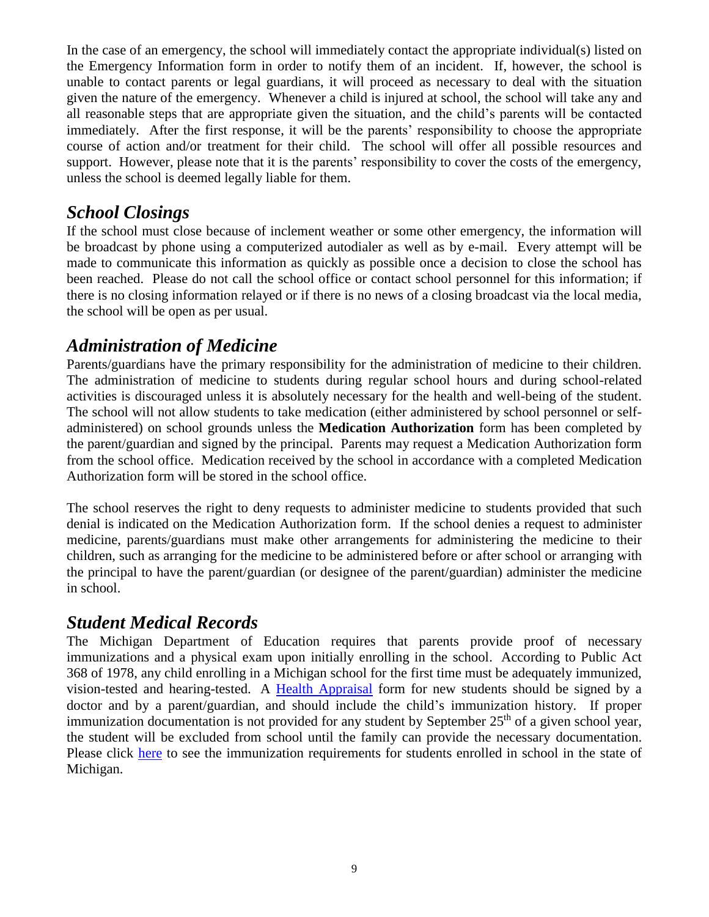In the case of an emergency, the school will immediately contact the appropriate individual(s) listed on the Emergency Information form in order to notify them of an incident. If, however, the school is unable to contact parents or legal guardians, it will proceed as necessary to deal with the situation given the nature of the emergency. Whenever a child is injured at school, the school will take any and all reasonable steps that are appropriate given the situation, and the child's parents will be contacted immediately. After the first response, it will be the parents' responsibility to choose the appropriate course of action and/or treatment for their child. The school will offer all possible resources and support. However, please note that it is the parents' responsibility to cover the costs of the emergency, unless the school is deemed legally liable for them.

## *School Closings*

If the school must close because of inclement weather or some other emergency, the information will be broadcast by phone using a computerized autodialer as well as by e-mail. Every attempt will be made to communicate this information as quickly as possible once a decision to close the school has been reached. Please do not call the school office or contact school personnel for this information; if there is no closing information relayed or if there is no news of a closing broadcast via the local media, the school will be open as per usual.

## *Administration of Medicine*

Parents/guardians have the primary responsibility for the administration of medicine to their children. The administration of medicine to students during regular school hours and during school-related activities is discouraged unless it is absolutely necessary for the health and well-being of the student. The school will not allow students to take medication (either administered by school personnel or self-administered) on school grounds unless the **Medication Authorization** form has been completed by the parent/guardian and signed by the principal. Parents may request a Medication Authorization form from the school office. Medication received by the school in accordance with a completed Medication Authorization form will be stored in the school office.

The school reserves the right to deny requests to administer medicine to students provided that such denial is indicated on the Medication Authorization form. If the school denies a request to administer medicine, parents/guardians must make other arrangements for administering the medicine to their children, such as arranging for the medicine to be administered before or after school or arranging with the principal to have the parent/guardian (or designee of the parent/guardian) administer the medicine in school.

## *Student Medical Records*

The Michigan Department of Education requires that parents provide proof of necessary immunizations and a physical exam upon initially enrolling in the school. According to Public Act 368 of 1978, any child enrolling in a Michigan school for the first time must be adequately immunized, vision-tested and hearing-tested. A Health Appraisal form for new students should be signed by a doctor and by a parent/guardian, and should include the child's immunization history. If proper immunization documentation is not provided for any student by September 25th of a given school year, the student will be excluded from school until the family can provide the necessary documentation. Please click here to see the immunization requirements for students enrolled in school in the state of Michigan.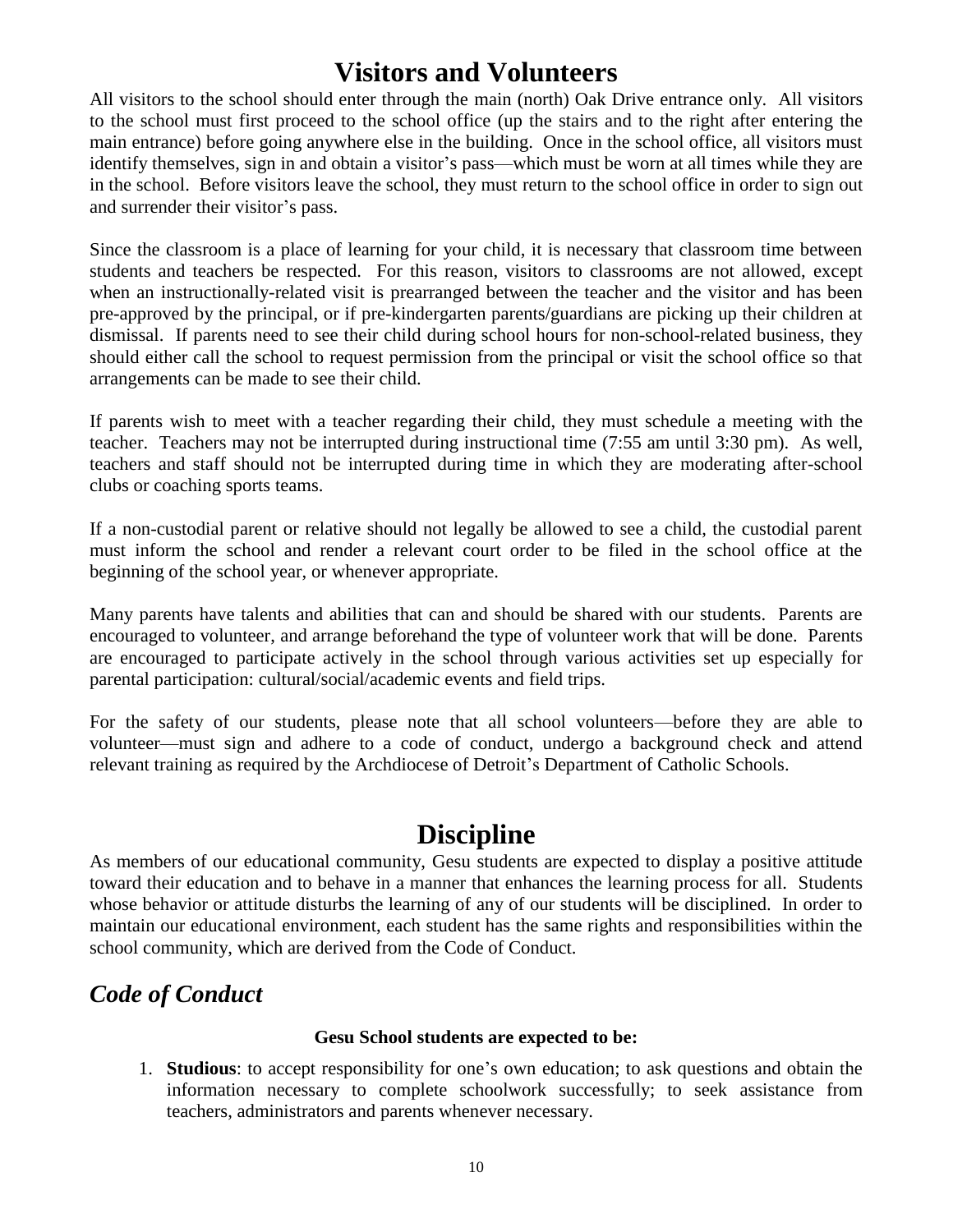# Visitors and Volunteers

All visitors to the school should enter through the main (north) Oak Drive entrance only. All visitors to the school must first proceed to the school office (up the stairs and to the right after entering the main entrance) before going anywhere else in the building. Once in the school office, all visitors must identify themselves, sign in and obtain a visitor's pass—which must be worn at all times while they are in the school. Before visitors leave the school, they must return to the school office in order to sign out and surrender their visitor's pass.

Since the classroom is a place of learning for your child, it is necessary that classroom time between students and teachers be respected. For this reason, visitors to classrooms are not allowed, except when an instructionally-related visit is prearranged between the teacher and the visitor and has been pre-approved by the principal, or if pre-kindergarten parents/guardians are picking up their children at dismissal. If parents need to see their child during school hours for non-school-related business, they should either call the school to request permission from the principal or visit the school office so that arrangements can be made to see their child.

If parents wish to meet with a teacher regarding their child, they must schedule a meeting with the teacher. Teachers may not be interrupted during instructional time (7:55 am until 3:30 pm). As well, teachers and staff should not be interrupted during time in which they are moderating after-school clubs or coaching sports teams.

If a non-custodial parent or relative should not legally be allowed to see a child, the custodial parent must inform the school and render a relevant court order to be filed in the school office at the beginning of the school year, or whenever appropriate.

Many parents have talents and abilities that can and should be shared with our students. Parents are encouraged to volunteer, and arrange beforehand the type of volunteer work that will be done. Parents are encouraged to participate actively in the school through various activities set up especially for parental participation: cultural/social/academic events and field trips.

For the safety of our students, please note that all school volunteers—before they are able to volunteer—must sign and adhere to a code of conduct, undergo a background check and attend relevant training as required by the Archdiocese of Detroit's Department of Catholic Schools.

# Discipline

As members of our educational community, Gesu students are expected to display a positive attitude toward their education and to behave in a manner that enhances the learning process for all. Students whose behavior or attitude disturbs the learning of any of our students will be disciplined. In order to maintain our educational environment, each student has the same rights and responsibilities within the school community, which are derived from the Code of Conduct.

## *Code of Conduct*

**Gesu School students are expected to be:**

1. **Studious**: to accept responsibility for one's own education; to ask questions and obtain the information necessary to complete schoolwork successfully; to seek assistance from teachers, administrators and parents whenever necessary.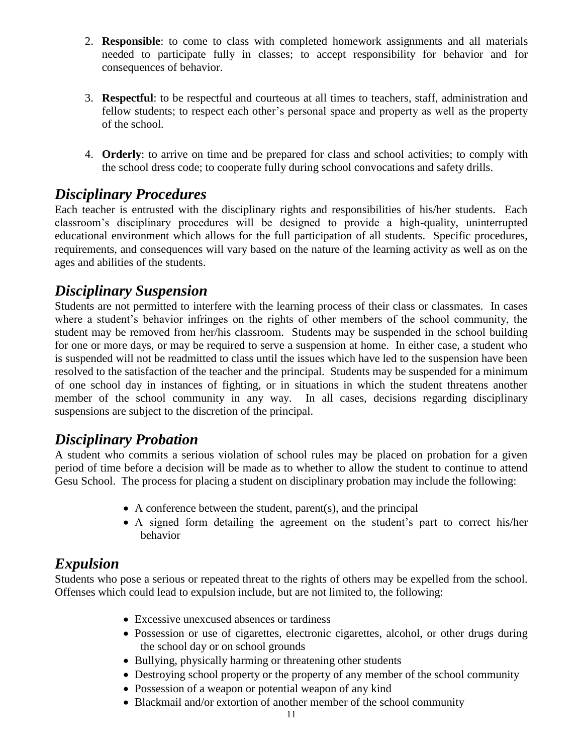2. **Responsible**: to come to class with completed homework assignments and all materials needed to participate fully in classes; to accept responsibility for behavior and for consequences of behavior.

3. **Respectful**: to be respectful and courteous at all times to teachers, staff, administration and fellow students; to respect each other's personal space and property as well as the property of the school.

4. **Orderly**: to arrive on time and be prepared for class and school activities; to comply with the school dress code; to cooperate fully during school convocations and safety drills.

## *Disciplinary Procedures*

Each teacher is entrusted with the disciplinary rights and responsibilities of his/her students. Each classroom's disciplinary procedures will be designed to provide a high-quality, uninterrupted educational environment which allows for the full participation of all students. Specific procedures, requirements, and consequences will vary based on the nature of the learning activity as well as on the ages and abilities of the students.

## *Disciplinary Suspension*

Students are not permitted to interfere with the learning process of their class or classmates. In cases where a student's behavior infringes on the rights of other members of the school community, the student may be removed from her/his classroom. Students may be suspended in the school building for one or more days, or may be required to serve a suspension at home. In either case, a student who is suspended will not be readmitted to class until the issues which have led to the suspension have been resolved to the satisfaction of the teacher and the principal. Students may be suspended for a minimum of one school day in instances of fighting, or in situations in which the student threatens another member of the school community in any way. In all cases, decisions regarding disciplinary suspensions are subject to the discretion of the principal.

## *Disciplinary Probation*

A student who commits a serious violation of school rules may be placed on probation for a given period of time before a decision will be made as to whether to allow the student to continue to attend Gesu School. The process for placing a student on disciplinary probation may include the following:

- A conference between the student, parent(s), and the principal
- A signed form detailing the agreement on the student's part to correct his/her behavior

## *Expulsion*

Students who pose a serious or repeated threat to the rights of others may be expelled from the school. Offenses which could lead to expulsion include, but are not limited to, the following:

- Excessive unexcused absences or tardiness
- Possession or use of cigarettes, electronic cigarettes, alcohol, or other drugs during the school day or on school grounds
- Bullying, physically harming or threatening other students
- Destroying school property or the property of any member of the school community
- Possession of a weapon or potential weapon of any kind
- Blackmail and/or extortion of another member of the school community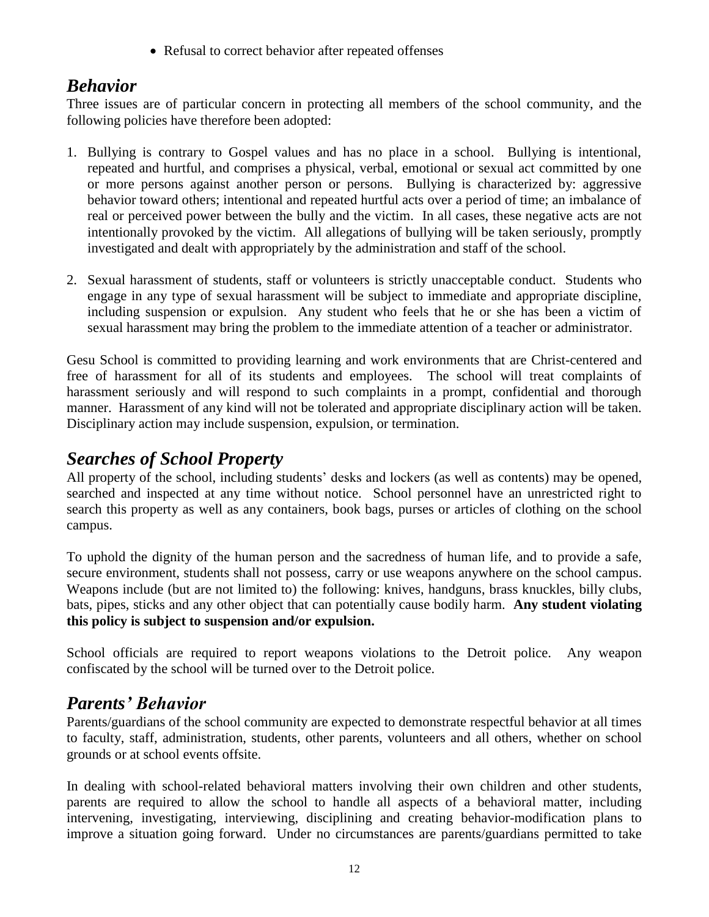- Refusal to correct behavior after repeated offenses

## *Behavior*

Three issues are of particular concern in protecting all members of the school community, and the following policies have therefore been adopted:

1. Bullying is contrary to Gospel values and has no place in a school. Bullying is intentional, repeated and hurtful, and comprises a physical, verbal, emotional or sexual act committed by one or more persons against another person or persons. Bullying is characterized by: aggressive behavior toward others; intentional and repeated hurtful acts over a period of time; an imbalance of real or perceived power between the bully and the victim. In all cases, these negative acts are not intentionally provoked by the victim. All allegations of bullying will be taken seriously, promptly investigated and dealt with appropriately by the administration and staff of the school.

2. Sexual harassment of students, staff or volunteers is strictly unacceptable conduct. Students who engage in any type of sexual harassment will be subject to immediate and appropriate discipline, including suspension or expulsion. Any student who feels that he or she has been a victim of sexual harassment may bring the problem to the immediate attention of a teacher or administrator.

Gesu School is committed to providing learning and work environments that are Christ-centered and free of harassment for all of its students and employees. The school will treat complaints of harassment seriously and will respond to such complaints in a prompt, confidential and thorough manner. Harassment of any kind will not be tolerated and appropriate disciplinary action will be taken. Disciplinary action may include suspension, expulsion, or termination.

## *Searches of School Property*

All property of the school, including students' desks and lockers (as well as contents) may be opened, searched and inspected at any time without notice. School personnel have an unrestricted right to search this property as well as any containers, book bags, purses or articles of clothing on the school campus.

To uphold the dignity of the human person and the sacredness of human life, and to provide a safe, secure environment, students shall not possess, carry or use weapons anywhere on the school campus. Weapons include (but are not limited to) the following: knives, handguns, brass knuckles, billy clubs, bats, pipes, sticks and any other object that can potentially cause bodily harm. **Any student violating this policy is subject to suspension and/or expulsion.**

School officials are required to report weapons violations to the Detroit police. Any weapon confiscated by the school will be turned over to the Detroit police.

## *Parents' Behavior*

Parents/guardians of the school community are expected to demonstrate respectful behavior at all times to faculty, staff, administration, students, other parents, volunteers and all others, whether on school grounds or at school events offsite.

In dealing with school-related behavioral matters involving their own children and other students, parents are required to allow the school to handle all aspects of a behavioral matter, including intervening, investigating, interviewing, disciplining and creating behavior-modification plans to improve a situation going forward. Under no circumstances are parents/guardians permitted to take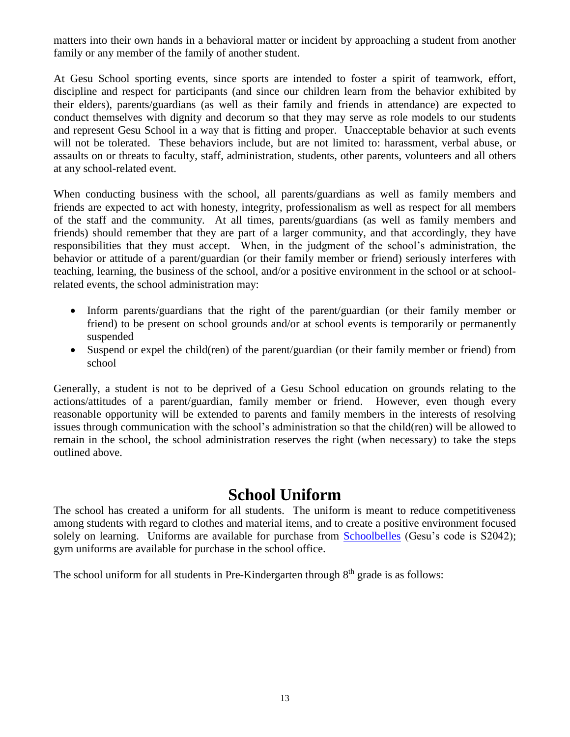matters into their own hands in a behavioral matter or incident by approaching a student from another family or any member of the family of another student.

At Gesu School sporting events, since sports are intended to foster a spirit of teamwork, effort, discipline and respect for participants (and since our children learn from the behavior exhibited by their elders), parents/guardians (as well as their family and friends in attendance) are expected to conduct themselves with dignity and decorum so that they may serve as role models to our students and represent Gesu School in a way that is fitting and proper. Unacceptable behavior at such events will not be tolerated. These behaviors include, but are not limited to: harassment, verbal abuse, or assaults on or threats to faculty, staff, administration, students, other parents, volunteers and all others at any school-related event.

When conducting business with the school, all parents/guardians as well as family members and friends are expected to act with honesty, integrity, professionalism as well as respect for all members of the staff and the community. At all times, parents/guardians (as well as family members and friends) should remember that they are part of a larger community, and that accordingly, they have responsibilities that they must accept. When, in the judgment of the school's administration, the behavior or attitude of a parent/guardian (or their family member or friend) seriously interferes with teaching, learning, the business of the school, and/or a positive environment in the school or at school-related events, the school administration may:

- Inform parents/guardians that the right of the parent/guardian (or their family member or friend) to be present on school grounds and/or at school events is temporarily or permanently suspended
- Suspend or expel the child(ren) of the parent/guardian (or their family member or friend) from school

Generally, a student is not to be deprived of a Gesu School education on grounds relating to the actions/attitudes of a parent/guardian, family member or friend. However, even though every reasonable opportunity will be extended to parents and family members in the interests of resolving issues through communication with the school's administration so that the child(ren) will be allowed to remain in the school, the school administration reserves the right (when necessary) to take the steps outlined above.

# School Uniform

The school has created a uniform for all students. The uniform is meant to reduce competitiveness among students with regard to clothes and material items, and to create a positive environment focused solely on learning. Uniforms are available for purchase from Schoolbelles (Gesu's code is S2042); gym uniforms are available for purchase in the school office.

The school uniform for all students in Pre-Kindergarten through 8th grade is as follows: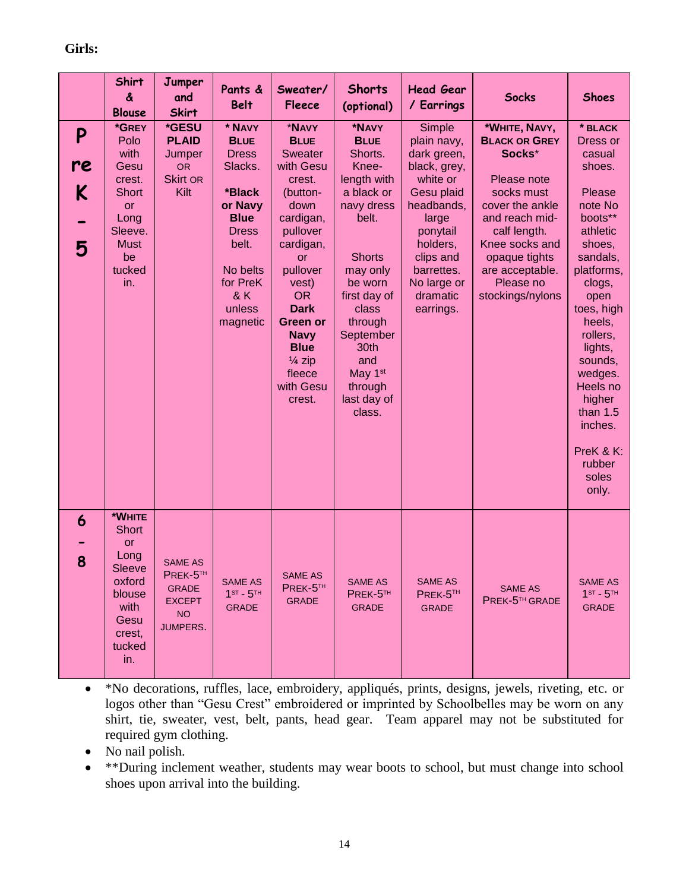**Girls:**

| | Shirt & Blouse | Jumper and Skirt | Pants & Belt | Sweater/ Fleece | Shorts (optional) | Head Gear / Earrings | Socks | Shoes |
|---|---|---|---|---|---|---|---|---|
| PreK - 5 | ***GREY** Polo with Gesu crest. Short or Long Sleeve. Must be tucked in. | ***GESU PLAID** Jumper OR Skirt OR Kilt | * **NAVY BLUE** Dress Slacks. ***Black or Navy Blue** Dress belt. No belts for PreK & K unless magnetic | ***NAVY BLUE** Sweater with Gesu crest. (button-down cardigan, pullover cardigan, or pullover vest) OR **Dark Green or Navy Blue** ¼ zip fleece with Gesu crest. | ***NAVY BLUE** Shorts. Knee-length with a black or navy dress belt. Shorts may only be worn first day of class through September 30th and May 1st through last day of class. | Simple plain navy, dark green, black, grey, white or Gesu plaid headbands, large ponytail holders, clips and barrettes. No large or dramatic earrings. | ***WHITE, NAVY, BLACK OR GREY Socks*** Please note socks must cover the ankle and reach mid-calf length. Knee socks and opaque tights are acceptable. Please no stockings/nylons | * **BLACK** Dress or casual shoes. Please note No boots** athletic shoes, sandals, platforms, clogs, open toes, high heels, rollers, lights, sounds, wedges. Heels no higher than 1.5 inches. PreK & K: rubber soles only. |
| 6 - 8 | ***WHITE** Short or Long Sleeve oxford blouse with Gesu crest, tucked in. | SAME AS PREK-5TH GRADE EXCEPT NO JUMPERS. | SAME AS 1ST - 5TH GRADE | SAME AS PREK-5TH GRADE | SAME AS PREK-5TH GRADE | SAME AS PREK-5TH GRADE | SAME AS PREK-5TH GRADE | SAME AS 1ST - 5TH GRADE |

- *No decorations, ruffles, lace, embroidery, appliqués, prints, designs, jewels, riveting, etc. or logos other than "Gesu Crest" embroidered or imprinted by Schoolbelles may be worn on any shirt, tie, sweater, vest, belt, pants, head gear. Team apparel may not be substituted for required gym clothing.
- No nail polish.
- **During inclement weather, students may wear boots to school, but must change into school shoes upon arrival into the building.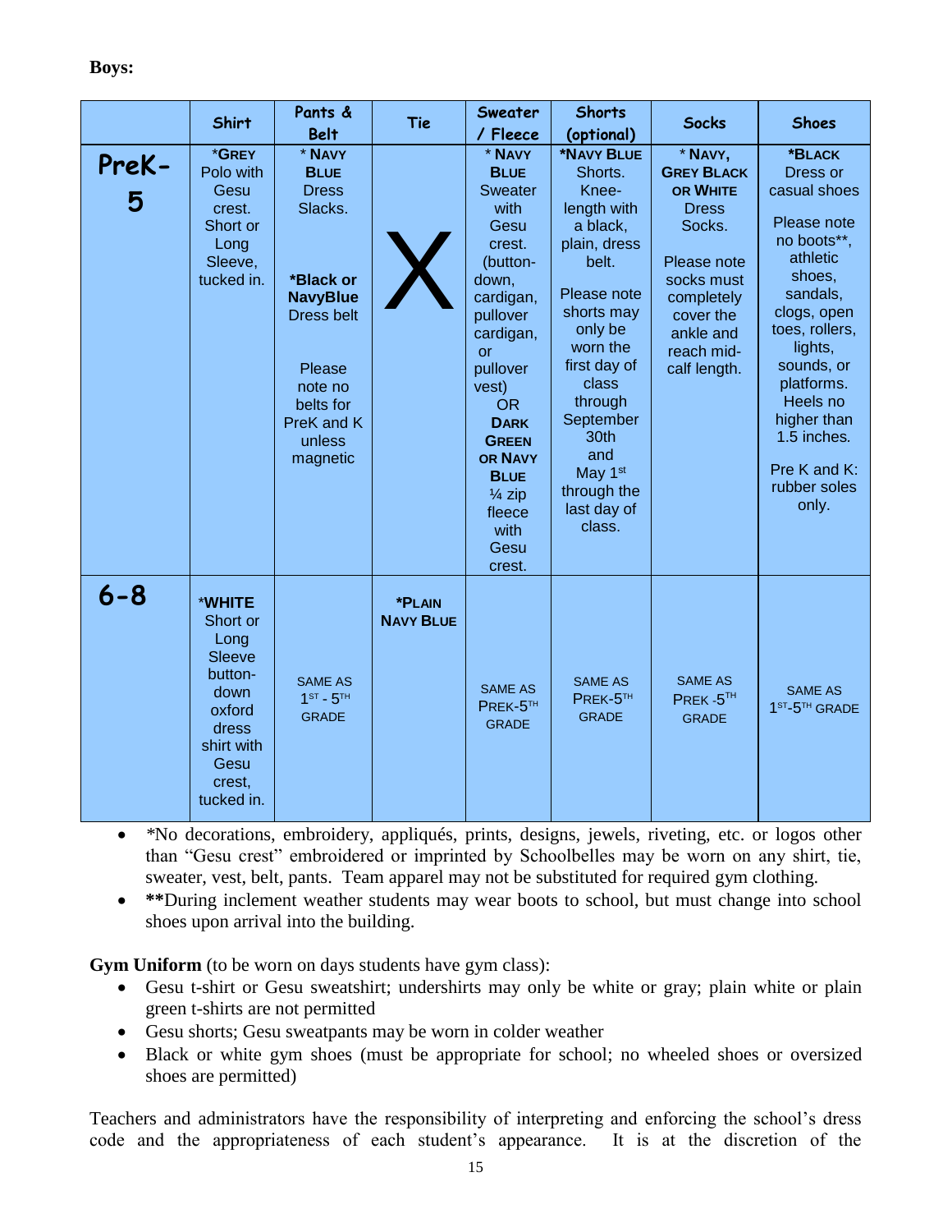**Boys:**

| | Shirt | Pants & Belt | Tie | Sweater / Fleece | Shorts (optional) | Socks | Shoes |
|---|---|---|---|---|---|---|---|
| PreK-5 | *GREY Polo with Gesu crest. Short or Long Sleeve, tucked in. | * NAVY BLUE Dress Slacks. *Black or NavyBlue Dress belt Please note no belts for PreK and K unless magnetic | X | * NAVY BLUE Sweater with Gesu crest. (button-down, cardigan, pullover cardigan, or pullover vest) OR DARK GREEN OR NAVY BLUE ¼ zip fleece with Gesu crest. | *NAVY BLUE Shorts. Knee-length with a black, plain, dress belt. Please note shorts may only be worn the first day of class through September 30th and May 1st through the last day of class. | * NAVY, GREY BLACK OR WHITE Dress Socks. Please note socks must completely cover the ankle and reach mid-calf length. | *BLACK Dress or casual shoes Please note no boots**, athletic shoes, sandals, clogs, open toes, rollers, lights, sounds, or platforms. Heels no higher than 1.5 inches. Pre K and K: rubber soles only. |
| 6-8 | *WHITE Short or Long Sleeve button-down oxford dress shirt with Gesu crest, tucked in. | SAME AS 1ST - 5TH GRADE | *PLAIN NAVY BLUE | SAME AS PREK-5TH GRADE | SAME AS PREK-5TH GRADE | SAME AS PREK -5TH GRADE | SAME AS 1ST-5TH GRADE |

- *No decorations, embroidery, appliqués, prints, designs, jewels, riveting, etc. or logos other than "Gesu crest" embroidered or imprinted by Schoolbelles may be worn on any shirt, tie, sweater, vest, belt, pants. Team apparel may not be substituted for required gym clothing.
- **During inclement weather students may wear boots to school, but must change into school shoes upon arrival into the building.

**Gym Uniform** (to be worn on days students have gym class):

- Gesu t-shirt or Gesu sweatshirt; undershirts may only be white or gray; plain white or plain green t-shirts are not permitted
- Gesu shorts; Gesu sweatpants may be worn in colder weather
- Black or white gym shoes (must be appropriate for school; no wheeled shoes or oversized shoes are permitted)

Teachers and administrators have the responsibility of interpreting and enforcing the school's dress code and the appropriateness of each student's appearance. It is at the discretion of the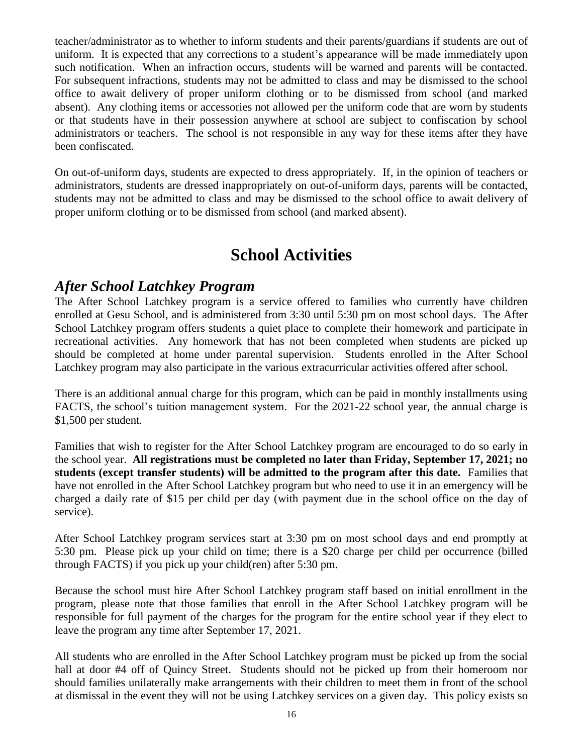teacher/administrator as to whether to inform students and their parents/guardians if students are out of uniform. It is expected that any corrections to a student's appearance will be made immediately upon such notification. When an infraction occurs, students will be warned and parents will be contacted. For subsequent infractions, students may not be admitted to class and may be dismissed to the school office to await delivery of proper uniform clothing or to be dismissed from school (and marked absent). Any clothing items or accessories not allowed per the uniform code that are worn by students or that students have in their possession anywhere at school are subject to confiscation by school administrators or teachers. The school is not responsible in any way for these items after they have been confiscated.

On out-of-uniform days, students are expected to dress appropriately. If, in the opinion of teachers or administrators, students are dressed inappropriately on out-of-uniform days, parents will be contacted, students may not be admitted to class and may be dismissed to the school office to await delivery of proper uniform clothing or to be dismissed from school (and marked absent).

# School Activities

## *After School Latchkey Program*

The After School Latchkey program is a service offered to families who currently have children enrolled at Gesu School, and is administered from 3:30 until 5:30 pm on most school days. The After School Latchkey program offers students a quiet place to complete their homework and participate in recreational activities. Any homework that has not been completed when students are picked up should be completed at home under parental supervision. Students enrolled in the After School Latchkey program may also participate in the various extracurricular activities offered after school.

There is an additional annual charge for this program, which can be paid in monthly installments using FACTS, the school's tuition management system. For the 2021-22 school year, the annual charge is $1,500 per student.

Families that wish to register for the After School Latchkey program are encouraged to do so early in the school year. **All registrations must be completed no later than Friday, September 17, 2021; no students (except transfer students) will be admitted to the program after this date.** Families that have not enrolled in the After School Latchkey program but who need to use it in an emergency will be charged a daily rate of $15 per child per day (with payment due in the school office on the day of service).

After School Latchkey program services start at 3:30 pm on most school days and end promptly at 5:30 pm. Please pick up your child on time; there is a $20 charge per child per occurrence (billed through FACTS) if you pick up your child(ren) after 5:30 pm.

Because the school must hire After School Latchkey program staff based on initial enrollment in the program, please note that those families that enroll in the After School Latchkey program will be responsible for full payment of the charges for the program for the entire school year if they elect to leave the program any time after September 17, 2021.

All students who are enrolled in the After School Latchkey program must be picked up from the social hall at door #4 off of Quincy Street. Students should not be picked up from their homeroom nor should families unilaterally make arrangements with their children to meet them in front of the school at dismissal in the event they will not be using Latchkey services on a given day. This policy exists so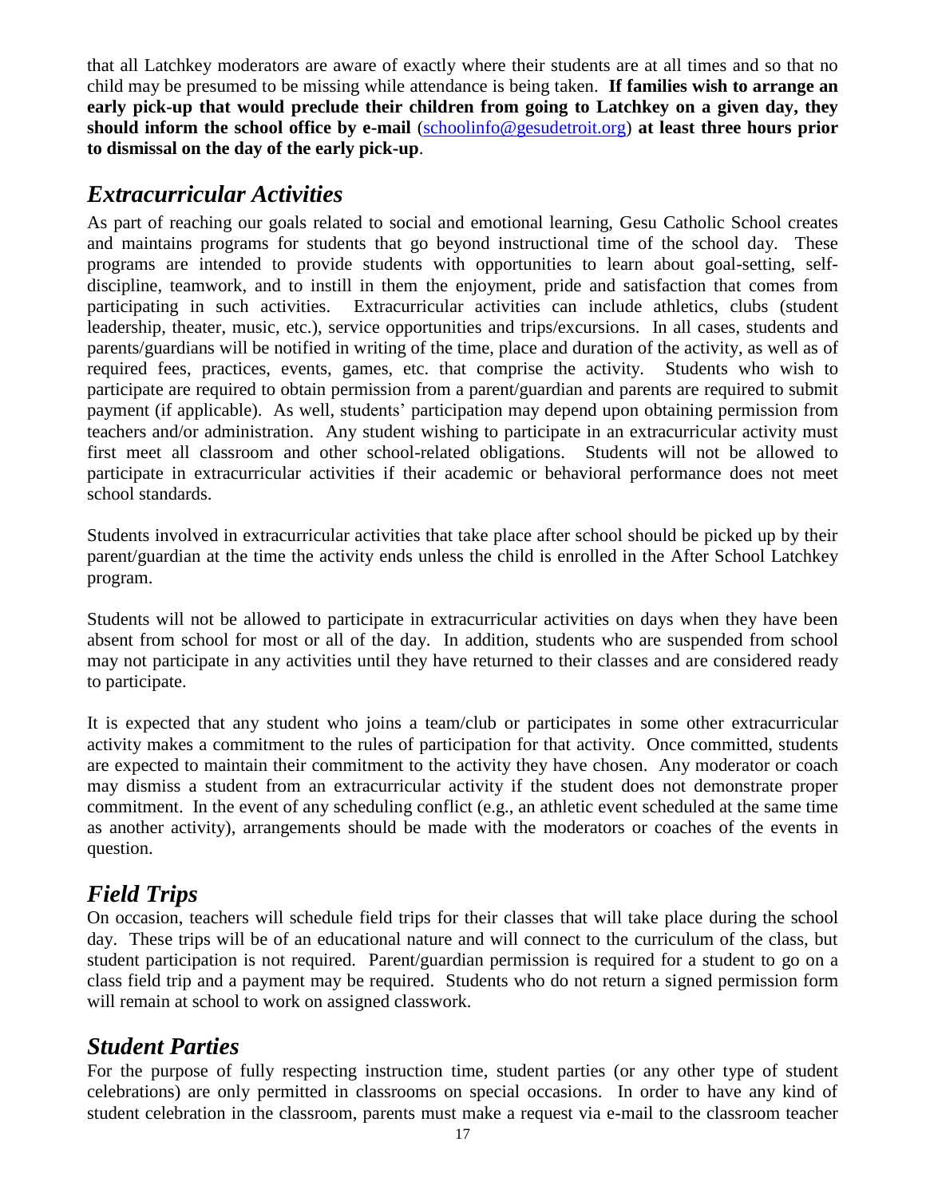that all Latchkey moderators are aware of exactly where their students are at all times and so that no child may be presumed to be missing while attendance is being taken. **If families wish to arrange an early pick-up that would preclude their children from going to Latchkey on a given day, they should inform the school office by e-mail** (schoolinfo@gesudetroit.org) **at least three hours prior to dismissal on the day of the early pick-up**.

## *Extracurricular Activities*

As part of reaching our goals related to social and emotional learning, Gesu Catholic School creates and maintains programs for students that go beyond instructional time of the school day. These programs are intended to provide students with opportunities to learn about goal-setting, self-discipline, teamwork, and to instill in them the enjoyment, pride and satisfaction that comes from participating in such activities. Extracurricular activities can include athletics, clubs (student leadership, theater, music, etc.), service opportunities and trips/excursions. In all cases, students and parents/guardians will be notified in writing of the time, place and duration of the activity, as well as of required fees, practices, events, games, etc. that comprise the activity. Students who wish to participate are required to obtain permission from a parent/guardian and parents are required to submit payment (if applicable). As well, students' participation may depend upon obtaining permission from teachers and/or administration. Any student wishing to participate in an extracurricular activity must first meet all classroom and other school-related obligations. Students will not be allowed to participate in extracurricular activities if their academic or behavioral performance does not meet school standards.

Students involved in extracurricular activities that take place after school should be picked up by their parent/guardian at the time the activity ends unless the child is enrolled in the After School Latchkey program.

Students will not be allowed to participate in extracurricular activities on days when they have been absent from school for most or all of the day. In addition, students who are suspended from school may not participate in any activities until they have returned to their classes and are considered ready to participate.

It is expected that any student who joins a team/club or participates in some other extracurricular activity makes a commitment to the rules of participation for that activity. Once committed, students are expected to maintain their commitment to the activity they have chosen. Any moderator or coach may dismiss a student from an extracurricular activity if the student does not demonstrate proper commitment. In the event of any scheduling conflict (e.g., an athletic event scheduled at the same time as another activity), arrangements should be made with the moderators or coaches of the events in question.

## *Field Trips*

On occasion, teachers will schedule field trips for their classes that will take place during the school day. These trips will be of an educational nature and will connect to the curriculum of the class, but student participation is not required. Parent/guardian permission is required for a student to go on a class field trip and a payment may be required. Students who do not return a signed permission form will remain at school to work on assigned classwork.

## *Student Parties*

For the purpose of fully respecting instruction time, student parties (or any other type of student celebrations) are only permitted in classrooms on special occasions. In order to have any kind of student celebration in the classroom, parents must make a request via e-mail to the classroom teacher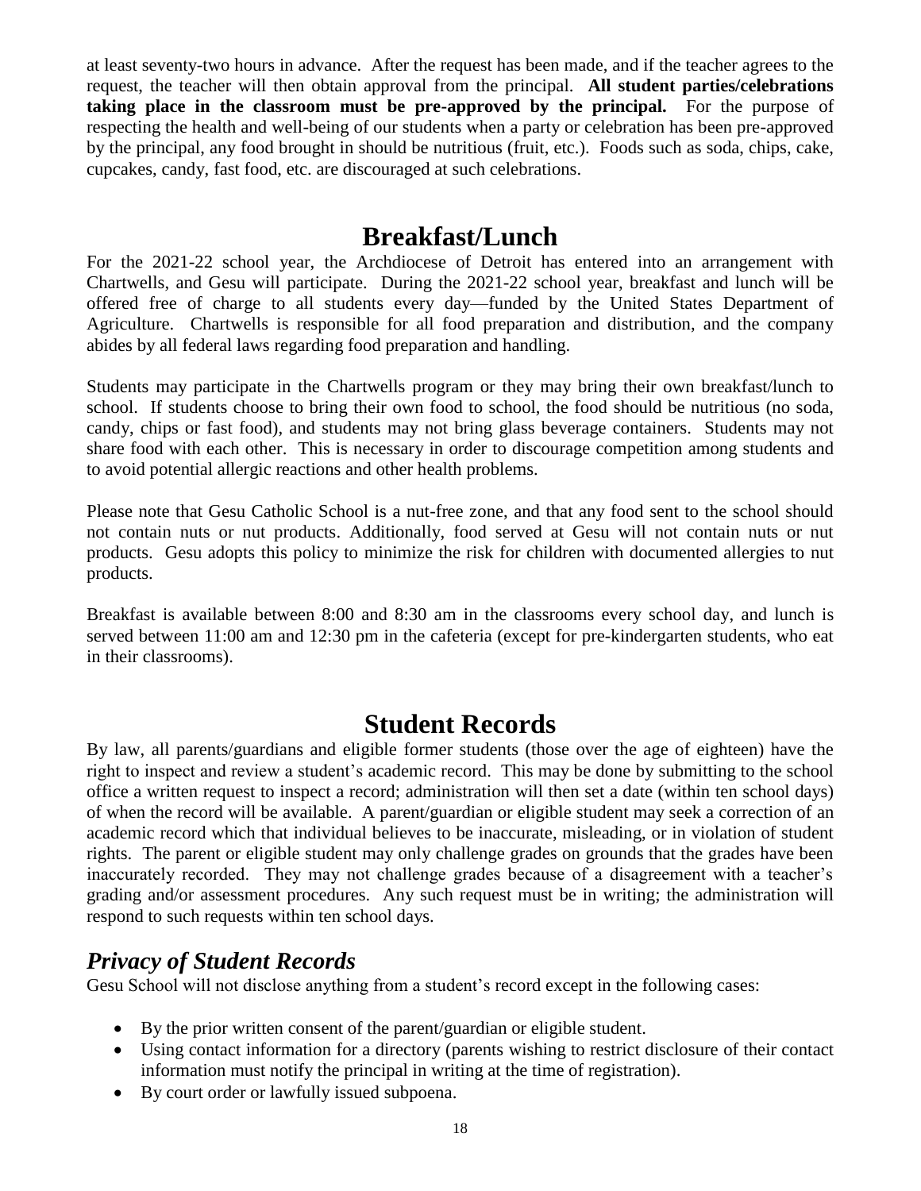at least seventy-two hours in advance. After the request has been made, and if the teacher agrees to the request, the teacher will then obtain approval from the principal. **All student parties/celebrations taking place in the classroom must be pre-approved by the principal.** For the purpose of respecting the health and well-being of our students when a party or celebration has been pre-approved by the principal, any food brought in should be nutritious (fruit, etc.). Foods such as soda, chips, cake, cupcakes, candy, fast food, etc. are discouraged at such celebrations.

# Breakfast/Lunch

For the 2021-22 school year, the Archdiocese of Detroit has entered into an arrangement with Chartwells, and Gesu will participate. During the 2021-22 school year, breakfast and lunch will be offered free of charge to all students every day—funded by the United States Department of Agriculture. Chartwells is responsible for all food preparation and distribution, and the company abides by all federal laws regarding food preparation and handling.

Students may participate in the Chartwells program or they may bring their own breakfast/lunch to school. If students choose to bring their own food to school, the food should be nutritious (no soda, candy, chips or fast food), and students may not bring glass beverage containers. Students may not share food with each other. This is necessary in order to discourage competition among students and to avoid potential allergic reactions and other health problems.

Please note that Gesu Catholic School is a nut-free zone, and that any food sent to the school should not contain nuts or nut products. Additionally, food served at Gesu will not contain nuts or nut products. Gesu adopts this policy to minimize the risk for children with documented allergies to nut products.

Breakfast is available between 8:00 and 8:30 am in the classrooms every school day, and lunch is served between 11:00 am and 12:30 pm in the cafeteria (except for pre-kindergarten students, who eat in their classrooms).

# Student Records

By law, all parents/guardians and eligible former students (those over the age of eighteen) have the right to inspect and review a student's academic record. This may be done by submitting to the school office a written request to inspect a record; administration will then set a date (within ten school days) of when the record will be available. A parent/guardian or eligible student may seek a correction of an academic record which that individual believes to be inaccurate, misleading, or in violation of student rights. The parent or eligible student may only challenge grades on grounds that the grades have been inaccurately recorded. They may not challenge grades because of a disagreement with a teacher's grading and/or assessment procedures. Any such request must be in writing; the administration will respond to such requests within ten school days.

## *Privacy of Student Records*

Gesu School will not disclose anything from a student's record except in the following cases:

- By the prior written consent of the parent/guardian or eligible student.
- Using contact information for a directory (parents wishing to restrict disclosure of their contact information must notify the principal in writing at the time of registration).
- By court order or lawfully issued subpoena.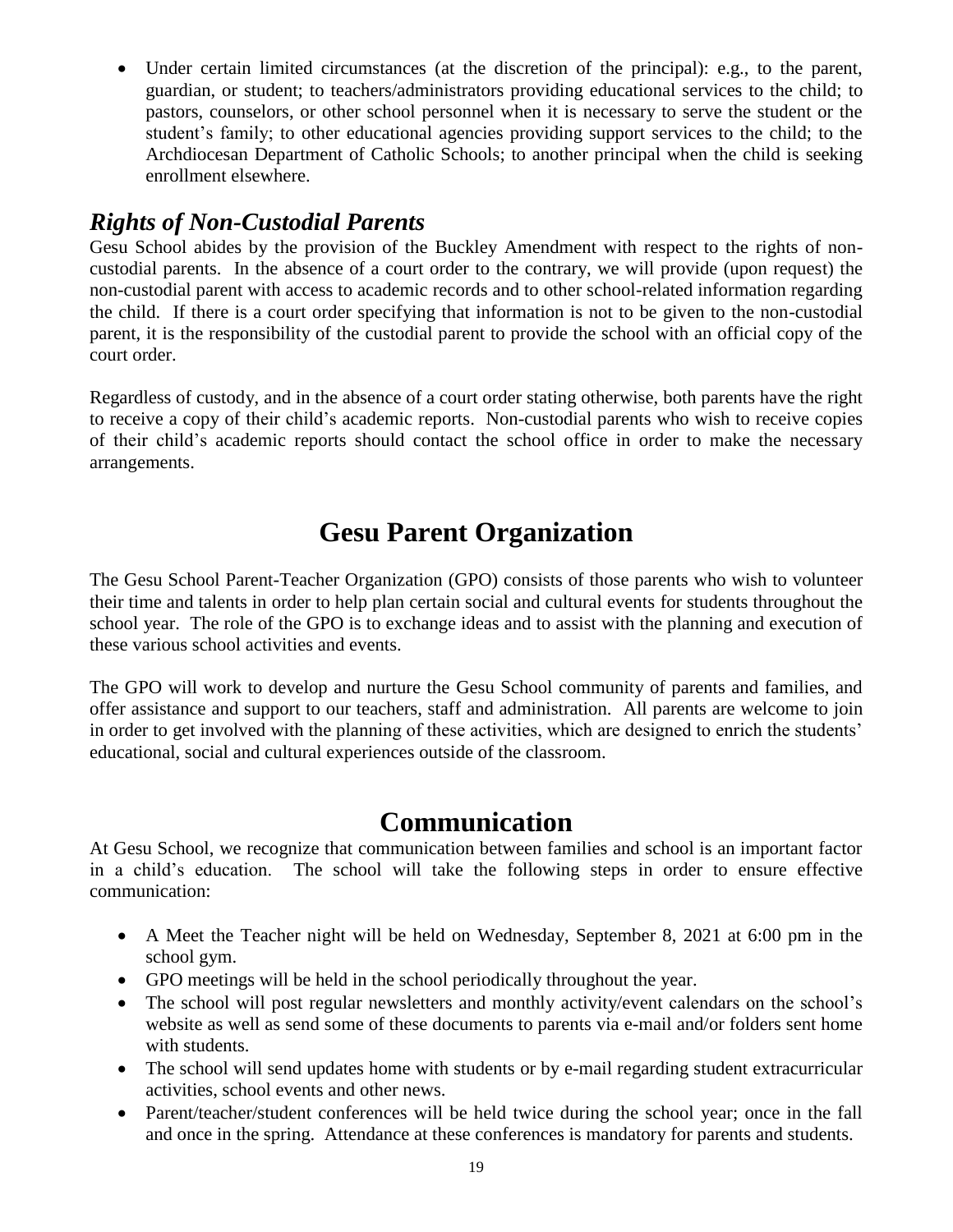- Under certain limited circumstances (at the discretion of the principal): e.g., to the parent, guardian, or student; to teachers/administrators providing educational services to the child; to pastors, counselors, or other school personnel when it is necessary to serve the student or the student's family; to other educational agencies providing support services to the child; to the Archdiocesan Department of Catholic Schools; to another principal when the child is seeking enrollment elsewhere.

## *Rights of Non-Custodial Parents*

Gesu School abides by the provision of the Buckley Amendment with respect to the rights of non-custodial parents. In the absence of a court order to the contrary, we will provide (upon request) the non-custodial parent with access to academic records and to other school-related information regarding the child. If there is a court order specifying that information is not to be given to the non-custodial parent, it is the responsibility of the custodial parent to provide the school with an official copy of the court order.

Regardless of custody, and in the absence of a court order stating otherwise, both parents have the right to receive a copy of their child's academic reports. Non-custodial parents who wish to receive copies of their child's academic reports should contact the school office in order to make the necessary arrangements.

# Gesu Parent Organization

The Gesu School Parent-Teacher Organization (GPO) consists of those parents who wish to volunteer their time and talents in order to help plan certain social and cultural events for students throughout the school year. The role of the GPO is to exchange ideas and to assist with the planning and execution of these various school activities and events.

The GPO will work to develop and nurture the Gesu School community of parents and families, and offer assistance and support to our teachers, staff and administration. All parents are welcome to join in order to get involved with the planning of these activities, which are designed to enrich the students' educational, social and cultural experiences outside of the classroom.

# Communication

At Gesu School, we recognize that communication between families and school is an important factor in a child's education. The school will take the following steps in order to ensure effective communication:

- A Meet the Teacher night will be held on Wednesday, September 8, 2021 at 6:00 pm in the school gym.
- GPO meetings will be held in the school periodically throughout the year.
- The school will post regular newsletters and monthly activity/event calendars on the school's website as well as send some of these documents to parents via e-mail and/or folders sent home with students.
- The school will send updates home with students or by e-mail regarding student extracurricular activities, school events and other news.
- Parent/teacher/student conferences will be held twice during the school year; once in the fall and once in the spring. Attendance at these conferences is mandatory for parents and students.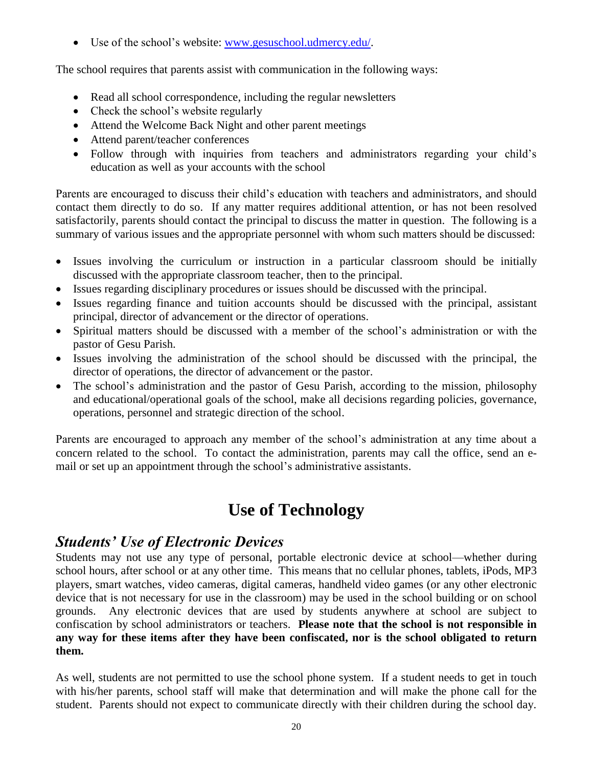- Use of the school's website: [www.gesuschool.udmercy.edu/](www.gesuschool.udmercy.edu/).

The school requires that parents assist with communication in the following ways:

- Read all school correspondence, including the regular newsletters
- Check the school's website regularly
- Attend the Welcome Back Night and other parent meetings
- Attend parent/teacher conferences
- Follow through with inquiries from teachers and administrators regarding your child's education as well as your accounts with the school

Parents are encouraged to discuss their child's education with teachers and administrators, and should contact them directly to do so. If any matter requires additional attention, or has not been resolved satisfactorily, parents should contact the principal to discuss the matter in question. The following is a summary of various issues and the appropriate personnel with whom such matters should be discussed:

- Issues involving the curriculum or instruction in a particular classroom should be initially discussed with the appropriate classroom teacher, then to the principal.
- Issues regarding disciplinary procedures or issues should be discussed with the principal.
- Issues regarding finance and tuition accounts should be discussed with the principal, assistant principal, director of advancement or the director of operations.
- Spiritual matters should be discussed with a member of the school's administration or with the pastor of Gesu Parish.
- Issues involving the administration of the school should be discussed with the principal, the director of operations, the director of advancement or the pastor.
- The school's administration and the pastor of Gesu Parish, according to the mission, philosophy and educational/operational goals of the school, make all decisions regarding policies, governance, operations, personnel and strategic direction of the school.

Parents are encouraged to approach any member of the school's administration at any time about a concern related to the school. To contact the administration, parents may call the office, send an e-mail or set up an appointment through the school's administrative assistants.

# Use of Technology

## *Students' Use of Electronic Devices*

Students may not use any type of personal, portable electronic device at school—whether during school hours, after school or at any other time. This means that no cellular phones, tablets, iPods, MP3 players, smart watches, video cameras, digital cameras, handheld video games (or any other electronic device that is not necessary for use in the classroom) may be used in the school building or on school grounds. Any electronic devices that are used by students anywhere at school are subject to confiscation by school administrators or teachers. **Please note that the school is not responsible in any way for these items after they have been confiscated, nor is the school obligated to return them.**

As well, students are not permitted to use the school phone system. If a student needs to get in touch with his/her parents, school staff will make that determination and will make the phone call for the student. Parents should not expect to communicate directly with their children during the school day.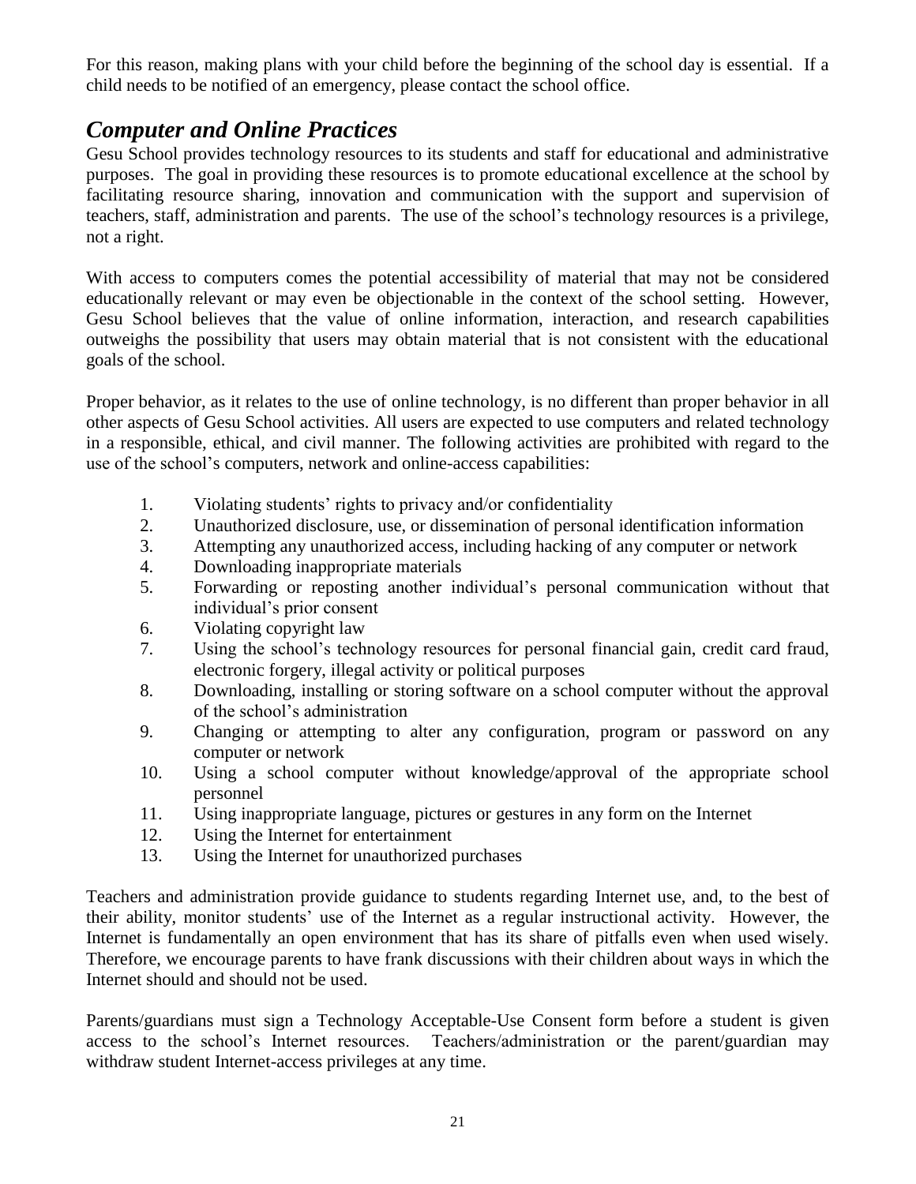For this reason, making plans with your child before the beginning of the school day is essential. If a child needs to be notified of an emergency, please contact the school office.

## *Computer and Online Practices*

Gesu School provides technology resources to its students and staff for educational and administrative purposes. The goal in providing these resources is to promote educational excellence at the school by facilitating resource sharing, innovation and communication with the support and supervision of teachers, staff, administration and parents. The use of the school's technology resources is a privilege, not a right.

With access to computers comes the potential accessibility of material that may not be considered educationally relevant or may even be objectionable in the context of the school setting. However, Gesu School believes that the value of online information, interaction, and research capabilities outweighs the possibility that users may obtain material that is not consistent with the educational goals of the school.

Proper behavior, as it relates to the use of online technology, is no different than proper behavior in all other aspects of Gesu School activities. All users are expected to use computers and related technology in a responsible, ethical, and civil manner. The following activities are prohibited with regard to the use of the school's computers, network and online-access capabilities:

1. Violating students' rights to privacy and/or confidentiality
2. Unauthorized disclosure, use, or dissemination of personal identification information
3. Attempting any unauthorized access, including hacking of any computer or network
4. Downloading inappropriate materials
5. Forwarding or reposting another individual's personal communication without that individual's prior consent
6. Violating copyright law
7. Using the school's technology resources for personal financial gain, credit card fraud, electronic forgery, illegal activity or political purposes
8. Downloading, installing or storing software on a school computer without the approval of the school's administration
9. Changing or attempting to alter any configuration, program or password on any computer or network
10. Using a school computer without knowledge/approval of the appropriate school personnel
11. Using inappropriate language, pictures or gestures in any form on the Internet
12. Using the Internet for entertainment
13. Using the Internet for unauthorized purchases

Teachers and administration provide guidance to students regarding Internet use, and, to the best of their ability, monitor students' use of the Internet as a regular instructional activity. However, the Internet is fundamentally an open environment that has its share of pitfalls even when used wisely. Therefore, we encourage parents to have frank discussions with their children about ways in which the Internet should and should not be used.

Parents/guardians must sign a Technology Acceptable-Use Consent form before a student is given access to the school's Internet resources. Teachers/administration or the parent/guardian may withdraw student Internet-access privileges at any time.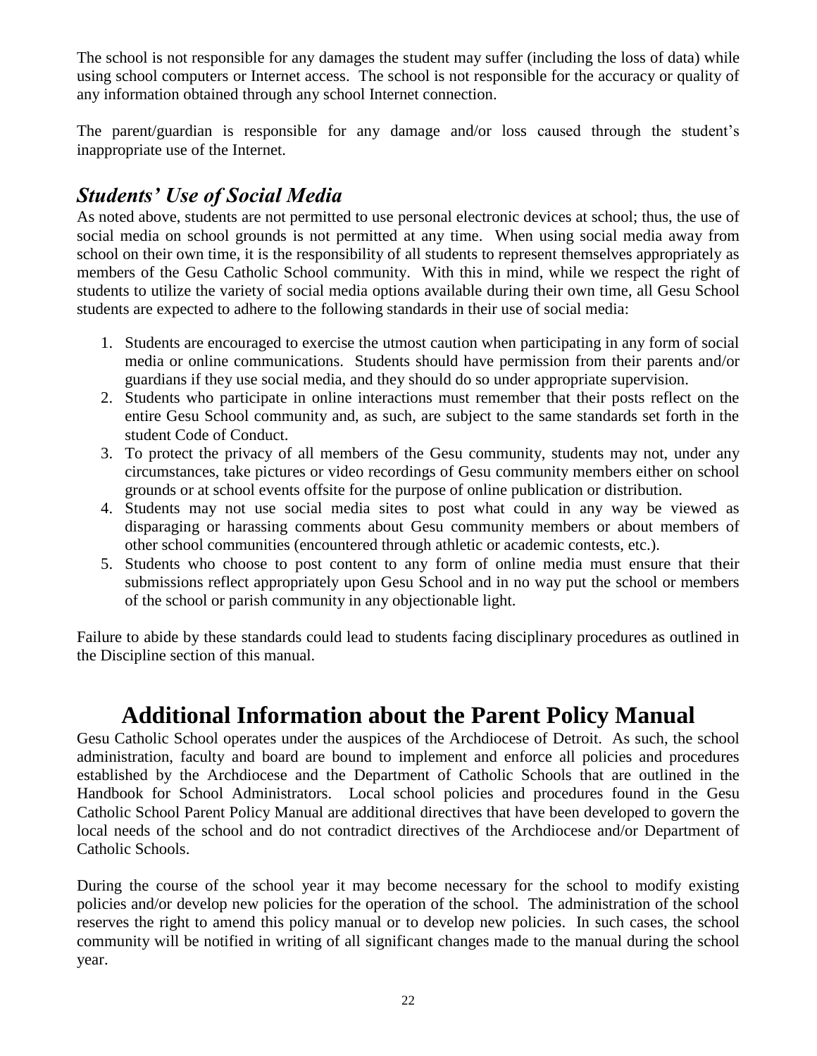The school is not responsible for any damages the student may suffer (including the loss of data) while using school computers or Internet access. The school is not responsible for the accuracy or quality of any information obtained through any school Internet connection.

The parent/guardian is responsible for any damage and/or loss caused through the student's inappropriate use of the Internet.

## *Students' Use of Social Media*

As noted above, students are not permitted to use personal electronic devices at school; thus, the use of social media on school grounds is not permitted at any time. When using social media away from school on their own time, it is the responsibility of all students to represent themselves appropriately as members of the Gesu Catholic School community. With this in mind, while we respect the right of students to utilize the variety of social media options available during their own time, all Gesu School students are expected to adhere to the following standards in their use of social media:

1. Students are encouraged to exercise the utmost caution when participating in any form of social media or online communications. Students should have permission from their parents and/or guardians if they use social media, and they should do so under appropriate supervision.
2. Students who participate in online interactions must remember that their posts reflect on the entire Gesu School community and, as such, are subject to the same standards set forth in the student Code of Conduct.
3. To protect the privacy of all members of the Gesu community, students may not, under any circumstances, take pictures or video recordings of Gesu community members either on school grounds or at school events offsite for the purpose of online publication or distribution.
4. Students may not use social media sites to post what could in any way be viewed as disparaging or harassing comments about Gesu community members or about members of other school communities (encountered through athletic or academic contests, etc.).
5. Students who choose to post content to any form of online media must ensure that their submissions reflect appropriately upon Gesu School and in no way put the school or members of the school or parish community in any objectionable light.

Failure to abide by these standards could lead to students facing disciplinary procedures as outlined in the Discipline section of this manual.

# Additional Information about the Parent Policy Manual

Gesu Catholic School operates under the auspices of the Archdiocese of Detroit. As such, the school administration, faculty and board are bound to implement and enforce all policies and procedures established by the Archdiocese and the Department of Catholic Schools that are outlined in the Handbook for School Administrators. Local school policies and procedures found in the Gesu Catholic School Parent Policy Manual are additional directives that have been developed to govern the local needs of the school and do not contradict directives of the Archdiocese and/or Department of Catholic Schools.

During the course of the school year it may become necessary for the school to modify existing policies and/or develop new policies for the operation of the school. The administration of the school reserves the right to amend this policy manual or to develop new policies. In such cases, the school community will be notified in writing of all significant changes made to the manual during the school year.